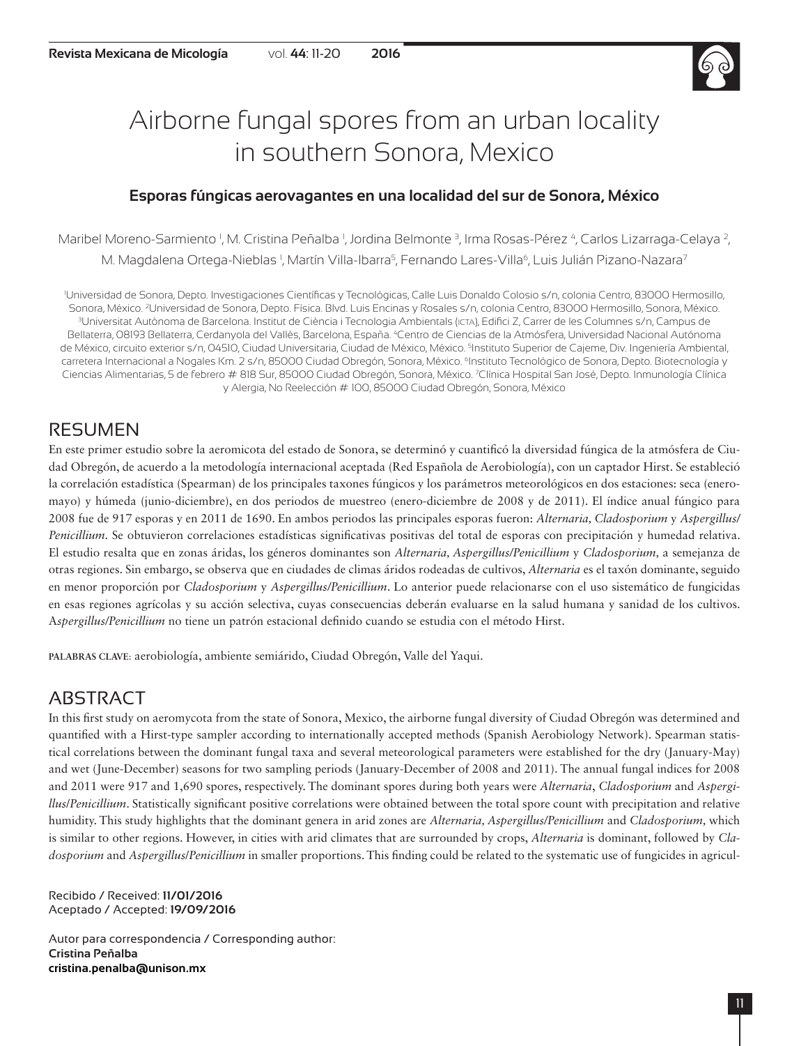# Airborne fungal spores from an urban locality in southern Sonora, Mexico

## Esporas fúngicas aerovagantes en una localidad del sur de Sonora, México

Maribel Moreno-Sarmiento [1], M. Cristina Peñalba [1], Jordina Belmonte [3], Irma Rosas-Pérez [4], Carlos Lizarraga-Celaya [2], M. Magdalena Ortega-Nieblas [1], Martín Villa-Ibarra[5], Fernando Lares-Villa[6], Luis Julián Pizano-Nazara[7]

[1]Universidad de Sonora, Depto. Investigaciones Científicas y Tecnológicas, Calle Luis Donaldo Colosio s/n, colonia Centro, 83000 Hermosillo, Sonora, México. [2]Universidad de Sonora, Depto. Física. Blvd. Luis Encinas y Rosales s/n, colonia Centro, 83000 Hermosillo, Sonora, México. [3]Universitat Autònoma de Barcelona. Institut de Ciència i Tecnologia Ambientals (ICTA), Edifici Z, Carrer de les Columnes s/n, Campus de Bellaterra, 08193 Bellaterra, Cerdanyola del Vallès, Barcelona, España. [4]Centro de Ciencias de la Atmósfera, Universidad Nacional Autónoma de México, circuito exterior s/n, 04510, Ciudad Universitaria, Ciudad de México, México. [5]Instituto Superior de Cajeme, Div. Ingeniería Ambiental, carretera Internacional a Nogales Km. 2 s/n, 85000 Ciudad Obregón, Sonora, México. [6]Instituto Tecnológico de Sonora, Depto. Biotecnología y Ciencias Alimentarias, 5 de febrero # 818 Sur, 85000 Ciudad Obregón, Sonora, México. [7]Clínica Hospital San José, Depto. Inmunología Clínica y Alergia, No Reelección # 100, 85000 Ciudad Obregón, Sonora, México

## RESUMEN

En este primer estudio sobre la aeromicota del estado de Sonora, se determinó y cuantificó la diversidad fúngica de la atmósfera de Ciudad Obregón, de acuerdo a la metodología internacional aceptada (Red Española de Aerobiología), con un captador Hirst. Se estableció la correlación estadística (Spearman) de los principales taxones fúngicos y los parámetros meteorológicos en dos estaciones: seca (enero-mayo) y húmeda (junio-diciembre), en dos periodos de muestreo (enero-diciembre de 2008 y de 2011). El índice anual fúngico para 2008 fue de 917 esporas y en 2011 de 1690. En ambos periodos las principales esporas fueron: *Alternaria, Cladosporium* y *Aspergillus/Penicillium*. Se obtuvieron correlaciones estadísticas significativas positivas del total de esporas con precipitación y humedad relativa. El estudio resalta que en zonas áridas, los géneros dominantes son *Alternaria, Aspergillus/Penicillium* y *Cladosporium,* a semejanza de otras regiones. Sin embargo, se observa que en ciudades de climas áridos rodeadas de cultivos, *Alternaria* es el taxón dominante, seguido en menor proporción por *Cladosporium* y *Aspergillus/Penicillium*. Lo anterior puede relacionarse con el uso sistemático de fungicidas en esas regiones agrícolas y su acción selectiva, cuyas consecuencias deberán evaluarse en la salud humana y sanidad de los cultivos. *Aspergillus/Penicillium* no tiene un patrón estacional definido cuando se estudia con el método Hirst.

PALABRAS CLAVE: aerobiología, ambiente semiárido, Ciudad Obregón, Valle del Yaqui.

## ABSTRACT

In this first study on aeromycota from the state of Sonora, Mexico, the airborne fungal diversity of Ciudad Obregón was determined and quantified with a Hirst-type sampler according to internationally accepted methods (Spanish Aerobiology Network). Spearman statistical correlations between the dominant fungal taxa and several meteorological parameters were established for the dry (January-May) and wet (June-December) seasons for two sampling periods (January-December of 2008 and 2011). The annual fungal indices for 2008 and 2011 were 917 and 1,690 spores, respectively. The dominant spores during both years were *Alternaria*, *Cladosporium* and *Aspergillus/Penicillium*. Statistically significant positive correlations were obtained between the total spore count with precipitation and relative humidity. This study highlights that the dominant genera in arid zones are *Alternaria, Aspergillus/Penicillium* and *Cladosporium,* which is similar to other regions. However, in cities with arid climates that are surrounded by crops, *Alternaria* is dominant, followed by *Cladosporium* and *Aspergillus/Penicillium* in smaller proportions. This finding could be related to the systematic use of fungicides in agricul-

Recibido / Received: **11/01/2016**
Aceptado / Accepted: **19/09/2016**

Autor para correspondencia / Corresponding author:
**Cristina Peñalba**
**cristina.penalba@unison.mx**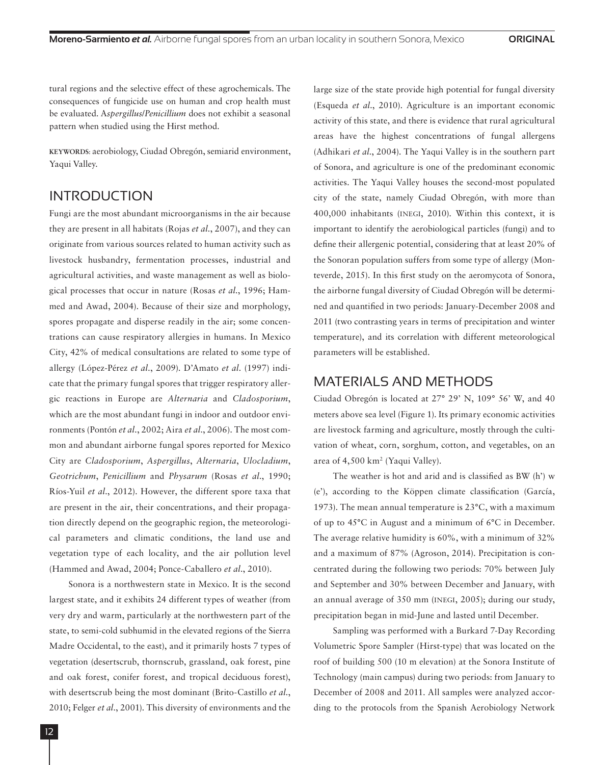tural regions and the selective effect of these agrochemicals. The consequences of fungicide use on human and crop health must be evaluated. A*spergillus*/*Penicillium* does not exhibit a seasonal pattern when studied using the Hirst method.

**KEYWORDS**: aerobiology, Ciudad Obregón, semiarid environment, Yaqui Valley.

## INTRODUCTION

Fungi are the most abundant microorganisms in the air because they are present in all habitats (Rojas *et al*., 2007), and they can originate from various sources related to human activity such as livestock husbandry, fermentation processes, industrial and agricultural activities, and waste management as well as biological processes that occur in nature (Rosas *et al*., 1996; Hammed and Awad, 2004). Because of their size and morphology, spores propagate and disperse readily in the air; some concentrations can cause respiratory allergies in humans. In Mexico City, 42% of medical consultations are related to some type of allergy (López-Pérez *et al*., 2009). D'Amato *et al*. (1997) indicate that the primary fungal spores that trigger respiratory allergic reactions in Europe are *Alternaria* and *Cladosporium*, which are the most abundant fungi in indoor and outdoor environments (Pontón *et al*., 2002; Aira *et al*., 2006). The most common and abundant airborne fungal spores reported for Mexico City are *Cladosporium*, *Aspergillus*, *Alternaria*, *Ulocladium*, *Geotrichum*, *Penicillium* and *Physarum* (Rosas *et al*., 1990; Ríos-Yuil *et al*., 2012). However, the different spore taxa that are present in the air, their concentrations, and their propagation directly depend on the geographic region, the meteorological parameters and climatic conditions, the land use and vegetation type of each locality, and the air pollution level (Hammed and Awad, 2004; Ponce-Caballero *et al*., 2010).

Sonora is a northwestern state in Mexico. It is the second largest state, and it exhibits 24 different types of weather (from very dry and warm, particularly at the northwestern part of the state, to semi-cold subhumid in the elevated regions of the Sierra Madre Occidental, to the east), and it primarily hosts 7 types of vegetation (desertscrub, thornscrub, grassland, oak forest, pine and oak forest, conifer forest, and tropical deciduous forest), with desertscrub being the most dominant (Brito-Castillo *et al*., 2010; Felger *et al*., 2001). This diversity of environments and the large size of the state provide high potential for fungal diversity (Esqueda *et al*., 2010). Agriculture is an important economic activity of this state, and there is evidence that rural agricultural areas have the highest concentrations of fungal allergens (Adhikari *et al*., 2004). The Yaqui Valley is in the southern part of Sonora, and agriculture is one of the predominant economic activities. The Yaqui Valley houses the second-most populated city of the state, namely Ciudad Obregón, with more than 400,000 inhabitants (INEGI, 2010). Within this context, it is important to identify the aerobiological particles (fungi) and to define their allergenic potential, considering that at least 20% of the Sonoran population suffers from some type of allergy (Monteverde, 2015). In this first study on the aeromycota of Sonora, the airborne fungal diversity of Ciudad Obregón will be determined and quantified in two periods: January-December 2008 and 2011 (two contrasting years in terms of precipitation and winter temperature), and its correlation with different meteorological parameters will be established.

## MATERIALS AND METHODS

Ciudad Obregón is located at 27° 29' N, 109° 56' W, and 40 meters above sea level (Figure 1). Its primary economic activities are livestock farming and agriculture, mostly through the cultivation of wheat, corn, sorghum, cotton, and vegetables, on an area of 4,500 km$^2$ (Yaqui Valley).

The weather is hot and arid and is classified as BW (h') w (e'), according to the Köppen climate classification (García, 1973). The mean annual temperature is 23°C, with a maximum of up to 45°C in August and a minimum of 6°C in December. The average relative humidity is 60%, with a minimum of 32% and a maximum of 87% (Agroson, 2014). Precipitation is concentrated during the following two periods: 70% between July and September and 30% between December and January, with an annual average of 350 mm (INEGI, 2005); during our study, precipitation began in mid-June and lasted until December.

Sampling was performed with a Burkard 7-Day Recording Volumetric Spore Sampler (Hirst-type) that was located on the roof of building 500 (10 m elevation) at the Sonora Institute of Technology (main campus) during two periods: from January to December of 2008 and 2011. All samples were analyzed according to the protocols from the Spanish Aerobiology Network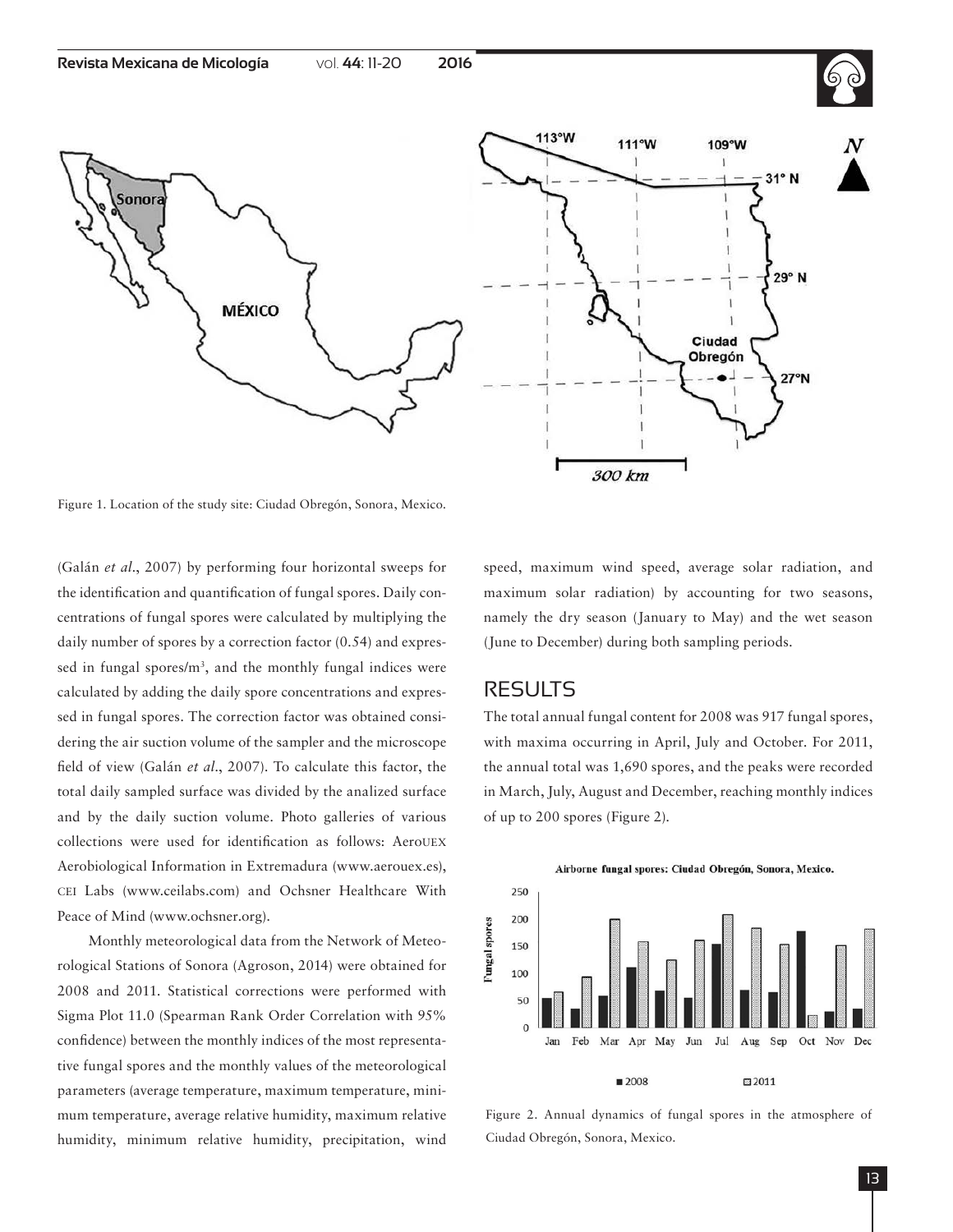113°W
111°W
109°W
31° N
29° N
27°N
Sonora
MÉXICO
Ciudad Obregón
300 km
N

Figure 1. Location of the study site: Ciudad Obregón, Sonora, Mexico.

(Galán *et al*., 2007) by performing four horizontal sweeps for the identification and quantification of fungal spores. Daily concentrations of fungal spores were calculated by multiplying the daily number of spores by a correction factor (0.54) and expressed in fungal spores/m$^3$, and the monthly fungal indices were calculated by adding the daily spore concentrations and expressed in fungal spores. The correction factor was obtained considering the air suction volume of the sampler and the microscope field of view (Galán *et al*., 2007). To calculate this factor, the total daily sampled surface was divided by the analized surface and by the daily suction volume. Photo galleries of various collections were used for identification as follows: AeroUEX Aerobiological Information in Extremadura (www.aerouex.es), CEI Labs (www.ceilabs.com) and Ochsner Healthcare With Peace of Mind (www.ochsner.org).

Monthly meteorological data from the Network of Meteorological Stations of Sonora (Agroson, 2014) were obtained for 2008 and 2011. Statistical corrections were performed with Sigma Plot 11.0 (Spearman Rank Order Correlation with 95% confidence) between the monthly indices of the most representative fungal spores and the monthly values of the meteorological parameters (average temperature, maximum temperature, minimum temperature, average relative humidity, maximum relative humidity, minimum relative humidity, precipitation, wind speed, maximum wind speed, average solar radiation, and maximum solar radiation) by accounting for two seasons, namely the dry season (January to May) and the wet season (June to December) during both sampling periods.

## RESULTS

The total annual fungal content for 2008 was 917 fungal spores, with maxima occurring in April, July and October. For 2011, the annual total was 1,690 spores, and the peaks were recorded in March, July, August and December, reaching monthly indices of up to 200 spores (Figure 2).

Airborne fungal spores: Ciudad Obregón, Sonora, Mexico.

Fungal spores
250
200
150
100
50
0
Jan Feb Mar Apr May Jun Jul Aug Sep Oct Nov Dec
2008 2011

Figure 2. Annual dynamics of fungal spores in the atmosphere of Ciudad Obregón, Sonora, Mexico.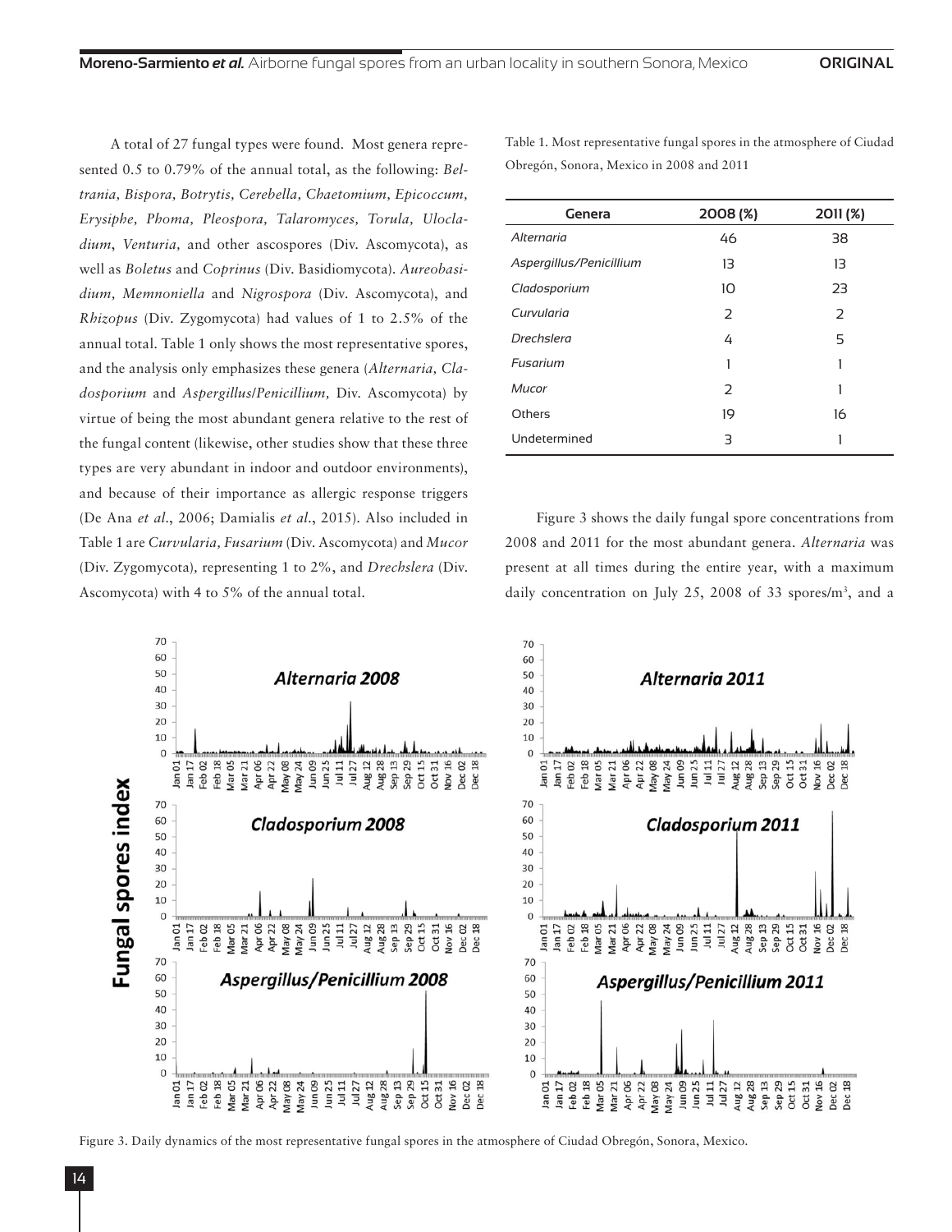A total of 27 fungal types were found. Most genera represented 0.5 to 0.79% of the annual total, as the following: *Beltrania, Bispora, Botrytis, Cerebella, Chaetomium, Epicoccum, Erysiphe, Phoma, Pleospora, Talaromyces, Torula, Ulocladium*, *Venturia,* and other ascospores (Div. Ascomycota), as well as *Boletus* and *Coprinus* (Div. Basidiomycota). *Aureobasidium, Memnoniella* and *Nigrospora* (Div. Ascomycota), and *Rhizopus* (Div. Zygomycota) had values of 1 to 2.5% of the annual total. Table 1 only shows the most representative spores, and the analysis only emphasizes these genera (*Alternaria, Cladosporium* and *Aspergillus/Penicillium,* Div. Ascomycota) by virtue of being the most abundant genera relative to the rest of the fungal content (likewise, other studies show that these three types are very abundant in indoor and outdoor environments), and because of their importance as allergic response triggers (De Ana *et al*., 2006; Damialis *et al*., 2015). Also included in Table 1 are *Curvularia, Fusarium* (Div. Ascomycota) and *Mucor* (Div. Zygomycota), representing 1 to 2%, and *Drechslera* (Div. Ascomycota) with 4 to 5% of the annual total.

Table 1. Most representative fungal spores in the atmosphere of Ciudad Obregón, Sonora, Mexico in 2008 and 2011

| Genera | 2008 (%) | 2011 (%) |
|---|---|---|
| *Alternaria* | 46 | 38 |
| *Aspergillus/Penicillium* | 13 | 13 |
| *Cladosporium* | 10 | 23 |
| *Curvularia* | 2 | 2 |
| *Drechslera* | 4 | 5 |
| *Fusarium* | 1 | 1 |
| *Mucor* | 2 | 1 |
| Others | 19 | 16 |
| Undetermined | 3 | 1 |

Figure 3 shows the daily fungal spore concentrations from 2008 and 2011 for the most abundant genera. *Alternaria* was present at all times during the entire year, with a maximum daily concentration on July 25, 2008 of 33 spores/m$^3$, and a

Fungal spores index

Alternaria 2008

Alternaria 2011

Cladosporium 2008

Cladosporium 2011

Aspergillus/Penicillium 2008

Aspergillus/Penicillium 2011

Figure 3. Daily dynamics of the most representative fungal spores in the atmosphere of Ciudad Obregón, Sonora, Mexico.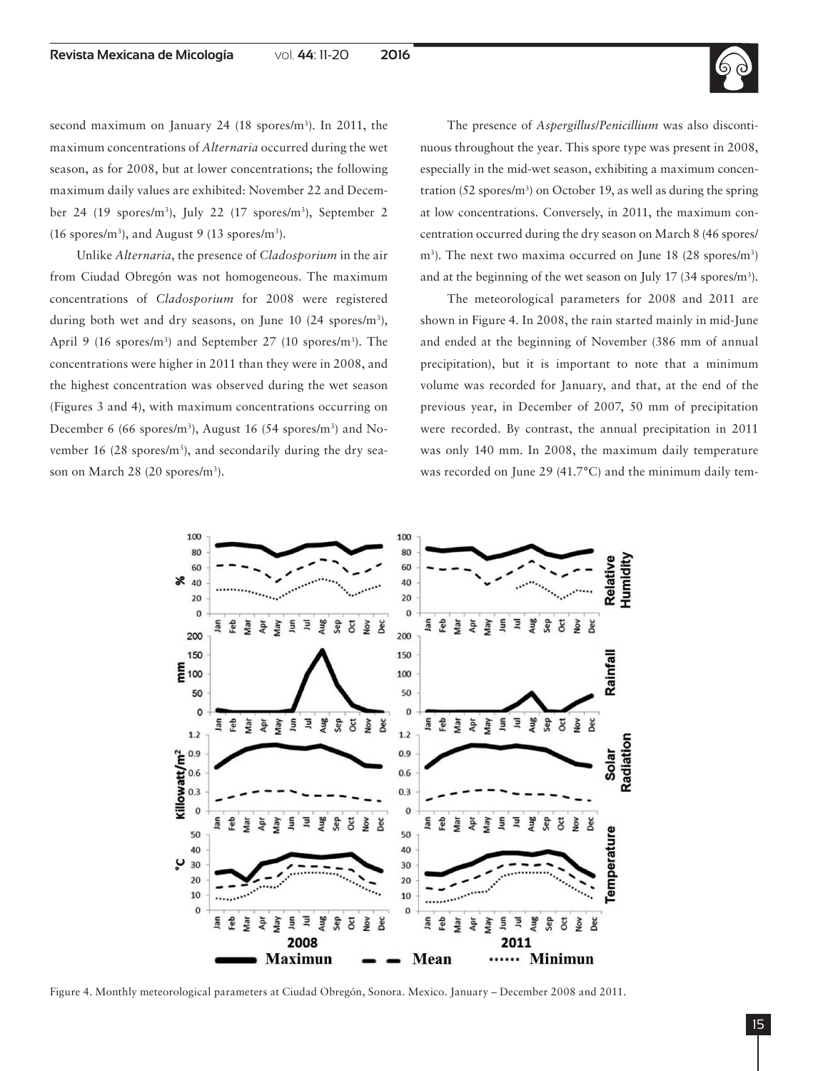second maximum on January 24 (18 spores/m³). In 2011, the maximum concentrations of *Alternaria* occurred during the wet season, as for 2008, but at lower concentrations; the following maximum daily values are exhibited: November 22 and December 24 (19 spores/m³), July 22 (17 spores/m³), September 2 (16 spores/m³), and August 9 (13 spores/m³).

Unlike *Alternaria*, the presence of *Cladosporium* in the air from Ciudad Obregón was not homogeneous. The maximum concentrations of *Cladosporium* for 2008 were registered during both wet and dry seasons, on June 10 (24 spores/m³), April 9 (16 spores/m³) and September 27 (10 spores/m³). The concentrations were higher in 2011 than they were in 2008, and the highest concentration was observed during the wet season (Figures 3 and 4), with maximum concentrations occurring on December 6 (66 spores/m³), August 16 (54 spores/m³) and November 16 (28 spores/m³), and secondarily during the dry season on March 28 (20 spores/m³).

The presence of *Aspergillus/Penicillium* was also discontinuous throughout the year. This spore type was present in 2008, especially in the mid-wet season, exhibiting a maximum concentration (52 spores/m³) on October 19, as well as during the spring at low concentrations. Conversely, in 2011, the maximum concentration occurred during the dry season on March 8 (46 spores/m³). The next two maxima occurred on June 18 (28 spores/m³) and at the beginning of the wet season on July 17 (34 spores/m³).

The meteorological parameters for 2008 and 2011 are shown in Figure 4. In 2008, the rain started mainly in mid-June and ended at the beginning of November (386 mm of annual precipitation), but it is important to note that a minimum volume was recorded for January, and that, at the end of the previous year, in December of 2007, 50 mm of precipitation were recorded. By contrast, the annual precipitation in 2011 was only 140 mm. In 2008, the maximum daily temperature was recorded on June 29 (41.7°C) and the minimum daily tem-

Relative Humidity
%
Rainfall
mm
Solar Radiation
Killowatt/m²
Temperature
°C
Jan Feb Mar Apr May Jun Jul Aug Sep Oct Nov Dec
2008
2011
Maximun
Mean
Minimun

Figure 4. Monthly meteorological parameters at Ciudad Obregón, Sonora. Mexico. January – December 2008 and 2011.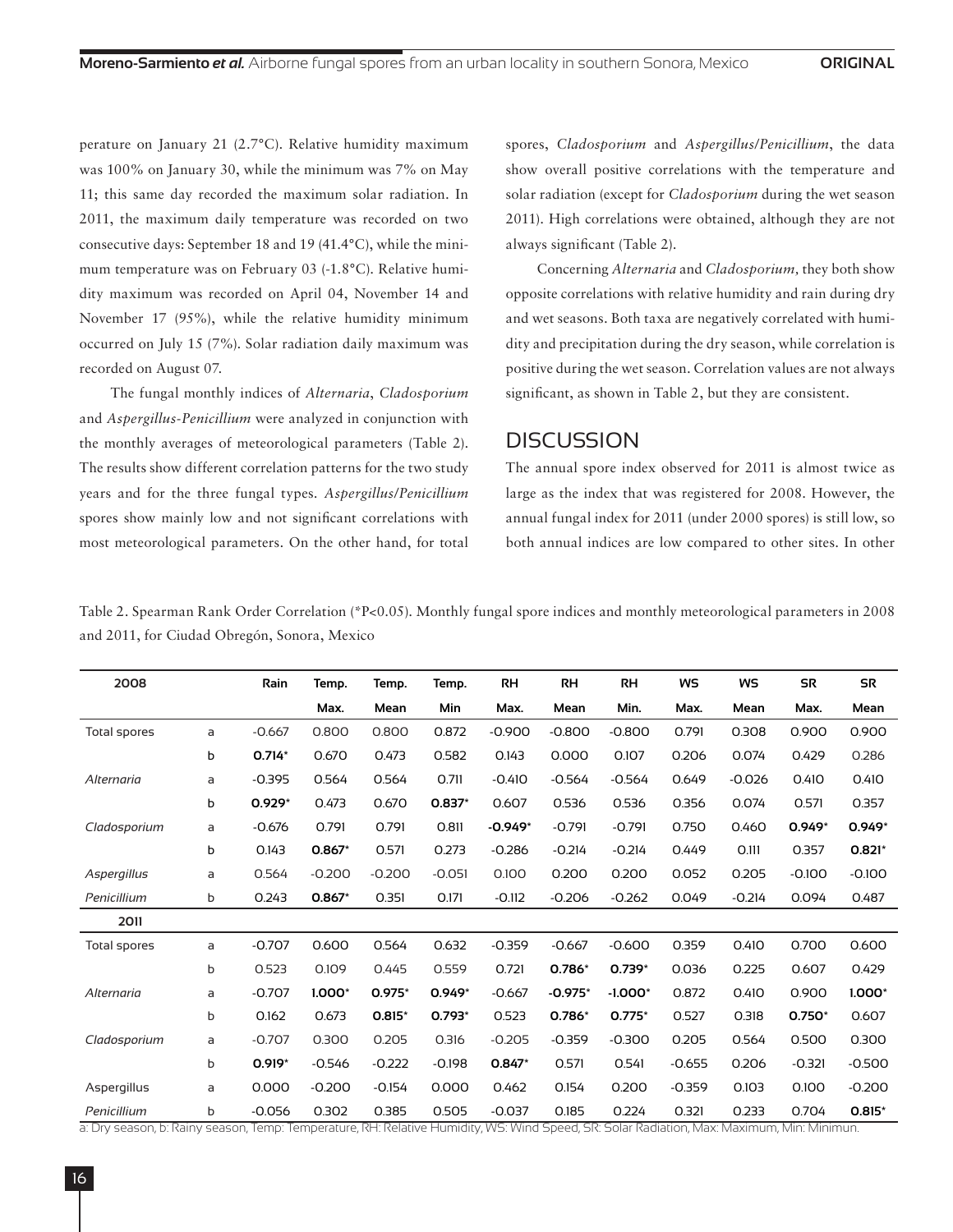perature on January 21 (2.7°C). Relative humidity maximum was 100% on January 30, while the minimum was 7% on May 11; this same day recorded the maximum solar radiation. In 2011, the maximum daily temperature was recorded on two consecutive days: September 18 and 19 (41.4°C), while the minimum temperature was on February 03 (-1.8°C). Relative humidity maximum was recorded on April 04, November 14 and November 17 (95%), while the relative humidity minimum occurred on July 15 (7%). Solar radiation daily maximum was recorded on August 07.

The fungal monthly indices of *Alternaria*, *Cladosporium* and *Aspergillus-Penicillium* were analyzed in conjunction with the monthly averages of meteorological parameters (Table 2). The results show different correlation patterns for the two study years and for the three fungal types. *Aspergillus/Penicillium* spores show mainly low and not significant correlations with most meteorological parameters. On the other hand, for total spores, *Cladosporium* and *Aspergillus/Penicillium*, the data show overall positive correlations with the temperature and solar radiation (except for *Cladosporium* during the wet season 2011). High correlations were obtained, although they are not always significant (Table 2).

Concerning *Alternaria* and *Cladosporium,* they both show opposite correlations with relative humidity and rain during dry and wet seasons. Both taxa are negatively correlated with humidity and precipitation during the dry season, while correlation is positive during the wet season. Correlation values are not always significant, as shown in Table 2, but they are consistent.

## DISCUSSION

The annual spore index observed for 2011 is almost twice as large as the index that was registered for 2008. However, the annual fungal index for 2011 (under 2000 spores) is still low, so both annual indices are low compared to other sites. In other

Table 2. Spearman Rank Order Correlation (*P<0.05). Monthly fungal spore indices and monthly meteorological parameters in 2008 and 2011, for Ciudad Obregón, Sonora, Mexico

| 2008 | | Rain | Temp. Max. | Temp. Mean | Temp. Min | RH Max. | RH Mean | RH Min. | WS Max. | WS Mean | SR Max. | SR Mean |
|---|---|---|---|---|---|---|---|---|---|---|---|---|
| Total spores | a | -0.667 | 0.800 | 0.800 | 0.872 | -0.900 | -0.800 | -0.800 | 0.791 | 0.308 | 0.900 | 0.900 |
| | b | **0.714*** | 0.670 | 0.473 | 0.582 | 0.143 | 0.000 | 0.107 | 0.206 | 0.074 | 0.429 | 0.286 |
| *Alternaria* | a | -0.395 | 0.564 | 0.564 | 0.711 | -0.410 | -0.564 | -0.564 | 0.649 | -0.026 | 0.410 | 0.410 |
| | b | **0.929*** | 0.473 | 0.670 | **0.837*** | 0.607 | 0.536 | 0.536 | 0.356 | 0.074 | 0.571 | 0.357 |
| *Cladosporium* | a | -0.676 | 0.791 | 0.791 | 0.811 | **-0.949*** | -0.791 | -0.791 | 0.750 | 0.460 | **0.949*** | **0.949*** |
| | b | 0.143 | **0.867*** | 0.571 | 0.273 | -0.286 | -0.214 | -0.214 | 0.449 | 0.111 | 0.357 | **0.821*** |
| *Aspergillus* | a | 0.564 | -0.200 | -0.200 | -0.051 | 0.100 | 0.200 | 0.200 | 0.052 | 0.205 | -0.100 | -0.100 |
| *Penicillium* | b | 0.243 | **0.867*** | 0.351 | 0.171 | -0.112 | -0.206 | -0.262 | 0.049 | -0.214 | 0.094 | 0.487 |
| **2011** | | | | | | | | | | | | |
| Total spores | a | -0.707 | 0.600 | 0.564 | 0.632 | -0.359 | -0.667 | -0.600 | 0.359 | 0.410 | 0.700 | 0.600 |
| | b | 0.523 | 0.109 | 0.445 | 0.559 | 0.721 | **0.786*** | **0.739*** | 0.036 | 0.225 | 0.607 | 0.429 |
| *Alternaria* | a | -0.707 | **1.000*** | **0.975*** | **0.949*** | -0.667 | **-0.975*** | **-1.000*** | 0.872 | 0.410 | 0.900 | **1.000*** |
| | b | 0.162 | 0.673 | **0.815*** | **0.793*** | 0.523 | **0.786*** | **0.775*** | 0.527 | 0.318 | **0.750*** | 0.607 |
| *Cladosporium* | a | -0.707 | 0.300 | 0.205 | 0.316 | -0.205 | -0.359 | -0.300 | 0.205 | 0.564 | 0.500 | 0.300 |
| | b | **0.919*** | -0.546 | -0.222 | -0.198 | **0.847*** | 0.571 | 0.541 | -0.655 | 0.206 | -0.321 | -0.500 |
| Aspergillus | a | 0.000 | -0.200 | -0.154 | 0.000 | 0.462 | 0.154 | 0.200 | -0.359 | 0.103 | 0.100 | -0.200 |
| *Penicillium* | b | -0.056 | 0.302 | 0.385 | 0.505 | -0.037 | 0.185 | 0.224 | 0.321 | 0.233 | 0.704 | **0.815*** |

a: Dry season, b: Rainy season, Temp: Temperature, RH: Relative Humidity, WS: Wind Speed, SR: Solar Radiation, Max: Maximum, Min: Minimun.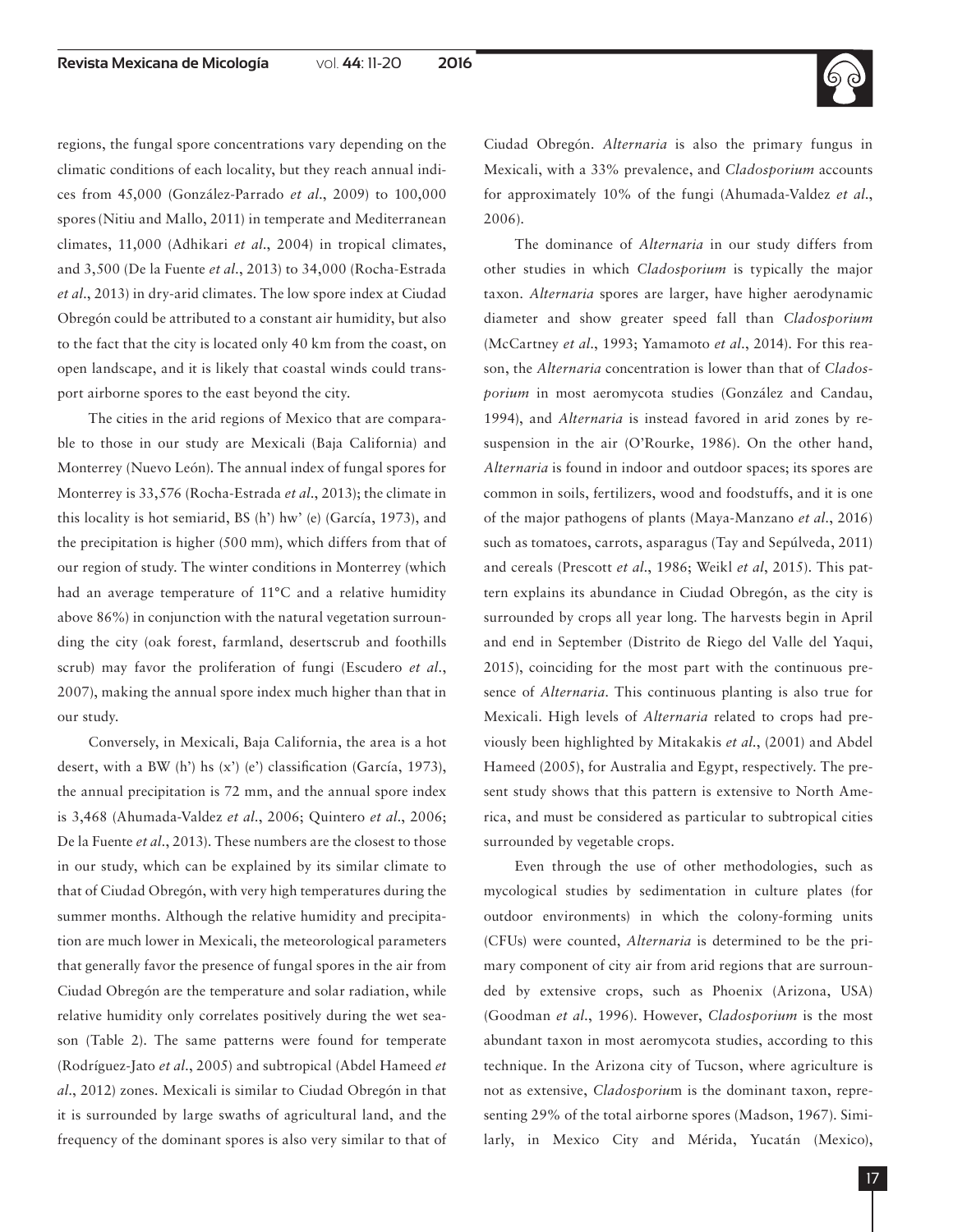regions, the fungal spore concentrations vary depending on the climatic conditions of each locality, but they reach annual indices from 45,000 (González-Parrado *et al*., 2009) to 100,000 spores (Nitiu and Mallo, 2011) in temperate and Mediterranean climates, 11,000 (Adhikari *et al*., 2004) in tropical climates, and 3,500 (De la Fuente *et al*., 2013) to 34,000 (Rocha-Estrada *et al*., 2013) in dry-arid climates. The low spore index at Ciudad Obregón could be attributed to a constant air humidity, but also to the fact that the city is located only 40 km from the coast, on open landscape, and it is likely that coastal winds could transport airborne spores to the east beyond the city.

The cities in the arid regions of Mexico that are comparable to those in our study are Mexicali (Baja California) and Monterrey (Nuevo León). The annual index of fungal spores for Monterrey is 33,576 (Rocha-Estrada *et al*., 2013); the climate in this locality is hot semiarid, BS (h') hw' (e) (García, 1973), and the precipitation is higher (500 mm), which differs from that of our region of study. The winter conditions in Monterrey (which had an average temperature of 11°C and a relative humidity above 86%) in conjunction with the natural vegetation surrounding the city (oak forest, farmland, desertscrub and foothills scrub) may favor the proliferation of fungi (Escudero *et al*., 2007), making the annual spore index much higher than that in our study.

Conversely, in Mexicali, Baja California, the area is a hot desert, with a BW (h') hs (x') (e') classification (García, 1973), the annual precipitation is 72 mm, and the annual spore index is 3,468 (Ahumada-Valdez *et al*., 2006; Quintero *et al*., 2006; De la Fuente *et al*., 2013). These numbers are the closest to those in our study, which can be explained by its similar climate to that of Ciudad Obregón, with very high temperatures during the summer months. Although the relative humidity and precipitation are much lower in Mexicali, the meteorological parameters that generally favor the presence of fungal spores in the air from Ciudad Obregón are the temperature and solar radiation, while relative humidity only correlates positively during the wet season (Table 2). The same patterns were found for temperate (Rodríguez-Jato *et al*., 2005) and subtropical (Abdel Hameed *et al*., 2012) zones. Mexicali is similar to Ciudad Obregón in that it is surrounded by large swaths of agricultural land, and the frequency of the dominant spores is also very similar to that of Ciudad Obregón. *Alternaria* is also the primary fungus in Mexicali, with a 33% prevalence, and *Cladosporium* accounts for approximately 10% of the fungi (Ahumada-Valdez *et al*., 2006).

The dominance of *Alternaria* in our study differs from other studies in which *Cladosporium* is typically the major taxon. *Alternaria* spores are larger, have higher aerodynamic diameter and show greater speed fall than *Cladosporium* (McCartney *et al*., 1993; Yamamoto *et al*., 2014). For this reason, the *Alternaria* concentration is lower than that of *Cladosporium* in most aeromycota studies (González and Candau, 1994), and *Alternaria* is instead favored in arid zones by resuspension in the air (O'Rourke, 1986). On the other hand, *Alternaria* is found in indoor and outdoor spaces; its spores are common in soils, fertilizers, wood and foodstuffs, and it is one of the major pathogens of plants (Maya-Manzano *et al*., 2016) such as tomatoes, carrots, asparagus (Tay and Sepúlveda, 2011) and cereals (Prescott *et al*., 1986; Weikl *et al*, 2015). This pattern explains its abundance in Ciudad Obregón, as the city is surrounded by crops all year long. The harvests begin in April and end in September (Distrito de Riego del Valle del Yaqui, 2015), coinciding for the most part with the continuous presence of *Alternaria*. This continuous planting is also true for Mexicali. High levels of *Alternaria* related to crops had previously been highlighted by Mitakakis *et al*., (2001) and Abdel Hameed (2005), for Australia and Egypt, respectively. The present study shows that this pattern is extensive to North America, and must be considered as particular to subtropical cities surrounded by vegetable crops.

Even through the use of other methodologies, such as mycological studies by sedimentation in culture plates (for outdoor environments) in which the colony-forming units (CFUs) were counted, *Alternaria* is determined to be the primary component of city air from arid regions that are surrounded by extensive crops, such as Phoenix (Arizona, USA) (Goodman *et al*., 1996). However, *Cladosporium* is the most abundant taxon in most aeromycota studies, according to this technique. In the Arizona city of Tucson, where agriculture is not as extensive, *Cladosporium* is the dominant taxon, representing 29% of the total airborne spores (Madson, 1967). Similarly, in Mexico City and Mérida, Yucatán (Mexico),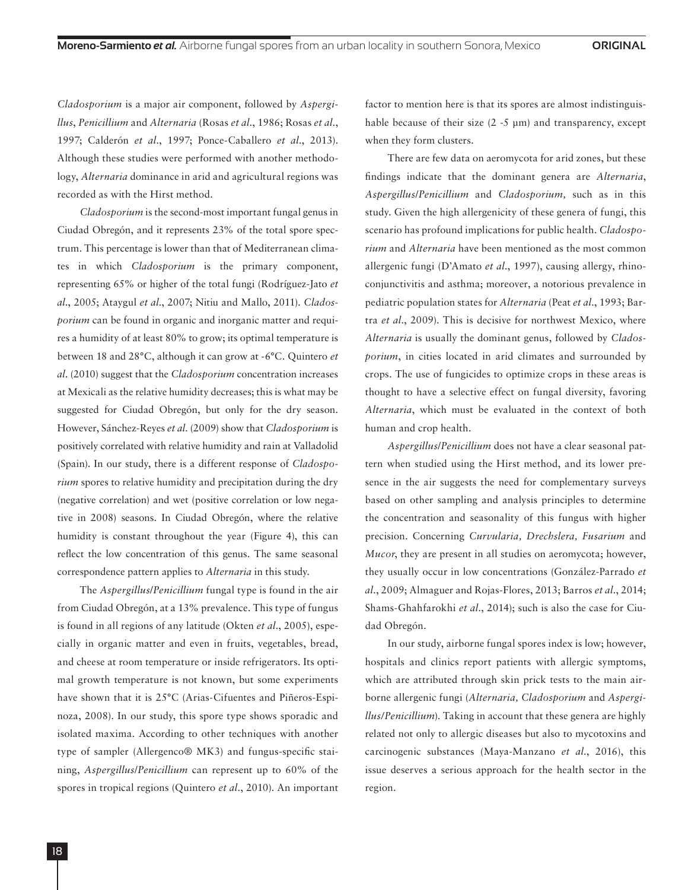*Cladosporium* is a major air component, followed by *Aspergillus*, *Penicillium* and *Alternaria* (Rosas *et al*., 1986; Rosas *et al*., 1997; Calderón *et al*., 1997; Ponce-Caballero *et al*., 2013). Although these studies were performed with another methodology, *Alternaria* dominance in arid and agricultural regions was recorded as with the Hirst method.

*Cladosporium* is the second-most important fungal genus in Ciudad Obregón, and it represents 23% of the total spore spectrum. This percentage is lower than that of Mediterranean climates in which *Cladosporium* is the primary component, representing 65% or higher of the total fungi (Rodríguez-Jato *et al*., 2005; Ataygul *et al*., 2007; Nitiu and Mallo, 2011). *Cladosporium* can be found in organic and inorganic matter and requires a humidity of at least 80% to grow; its optimal temperature is between 18 and 28°C, although it can grow at -6°C. Quintero *et al*. (2010) suggest that the *Cladosporium* concentration increases at Mexicali as the relative humidity decreases; this is what may be suggested for Ciudad Obregón, but only for the dry season. However, Sánchez-Reyes *et al*. (2009) show that *Cladosporium* is positively correlated with relative humidity and rain at Valladolid (Spain). In our study, there is a different response of *Cladosporium* spores to relative humidity and precipitation during the dry (negative correlation) and wet (positive correlation or low negative in 2008) seasons. In Ciudad Obregón, where the relative humidity is constant throughout the year (Figure 4), this can reflect the low concentration of this genus. The same seasonal correspondence pattern applies to *Alternaria* in this study.

The *Aspergillus*/*Penicillium* fungal type is found in the air from Ciudad Obregón, at a 13% prevalence. This type of fungus is found in all regions of any latitude (Okten *et al*., 2005), especially in organic matter and even in fruits, vegetables, bread, and cheese at room temperature or inside refrigerators. Its optimal growth temperature is not known, but some experiments have shown that it is 25°C (Arias-Cifuentes and Piñeros-Espinoza, 2008). In our study, this spore type shows sporadic and isolated maxima. According to other techniques with another type of sampler (Allergenco® MK3) and fungus-specific staining, *Aspergillus*/*Penicillium* can represent up to 60% of the spores in tropical regions (Quintero *et al*., 2010). An important factor to mention here is that its spores are almost indistinguishable because of their size (2 -5 µm) and transparency, except when they form clusters.

There are few data on aeromycota for arid zones, but these findings indicate that the dominant genera are *Alternaria*, *Aspergillus*/*Penicillium* and *Cladosporium,* such as in this study. Given the high allergenicity of these genera of fungi, this scenario has profound implications for public health. *Cladosporium* and *Alternaria* have been mentioned as the most common allergenic fungi (D'Amato *et al*., 1997), causing allergy, rhinoconjunctivitis and asthma; moreover, a notorious prevalence in pediatric population states for *Alternaria* (Peat *et al*., 1993; Bartra *et al*., 2009). This is decisive for northwest Mexico, where *Alternaria* is usually the dominant genus, followed by *Cladosporium*, in cities located in arid climates and surrounded by crops. The use of fungicides to optimize crops in these areas is thought to have a selective effect on fungal diversity, favoring *Alternaria*, which must be evaluated in the context of both human and crop health.

*Aspergillus*/*Penicillium* does not have a clear seasonal pattern when studied using the Hirst method, and its lower presence in the air suggests the need for complementary surveys based on other sampling and analysis principles to determine the concentration and seasonality of this fungus with higher precision. Concerning *Curvularia, Drechslera, Fusarium* and *Mucor*, they are present in all studies on aeromycota; however, they usually occur in low concentrations (González-Parrado *et al*., 2009; Almaguer and Rojas-Flores, 2013; Barros *et al*., 2014; Shams-Ghahfarokhi *et al*., 2014); such is also the case for Ciudad Obregón.

In our study, airborne fungal spores index is low; however, hospitals and clinics report patients with allergic symptoms, which are attributed through skin prick tests to the main airborne allergenic fungi (*Alternaria, Cladosporium* and *Aspergillus*/*Penicillium*). Taking in account that these genera are highly related not only to allergic diseases but also to mycotoxins and carcinogenic substances (Maya-Manzano *et al*., 2016), this issue deserves a serious approach for the health sector in the region.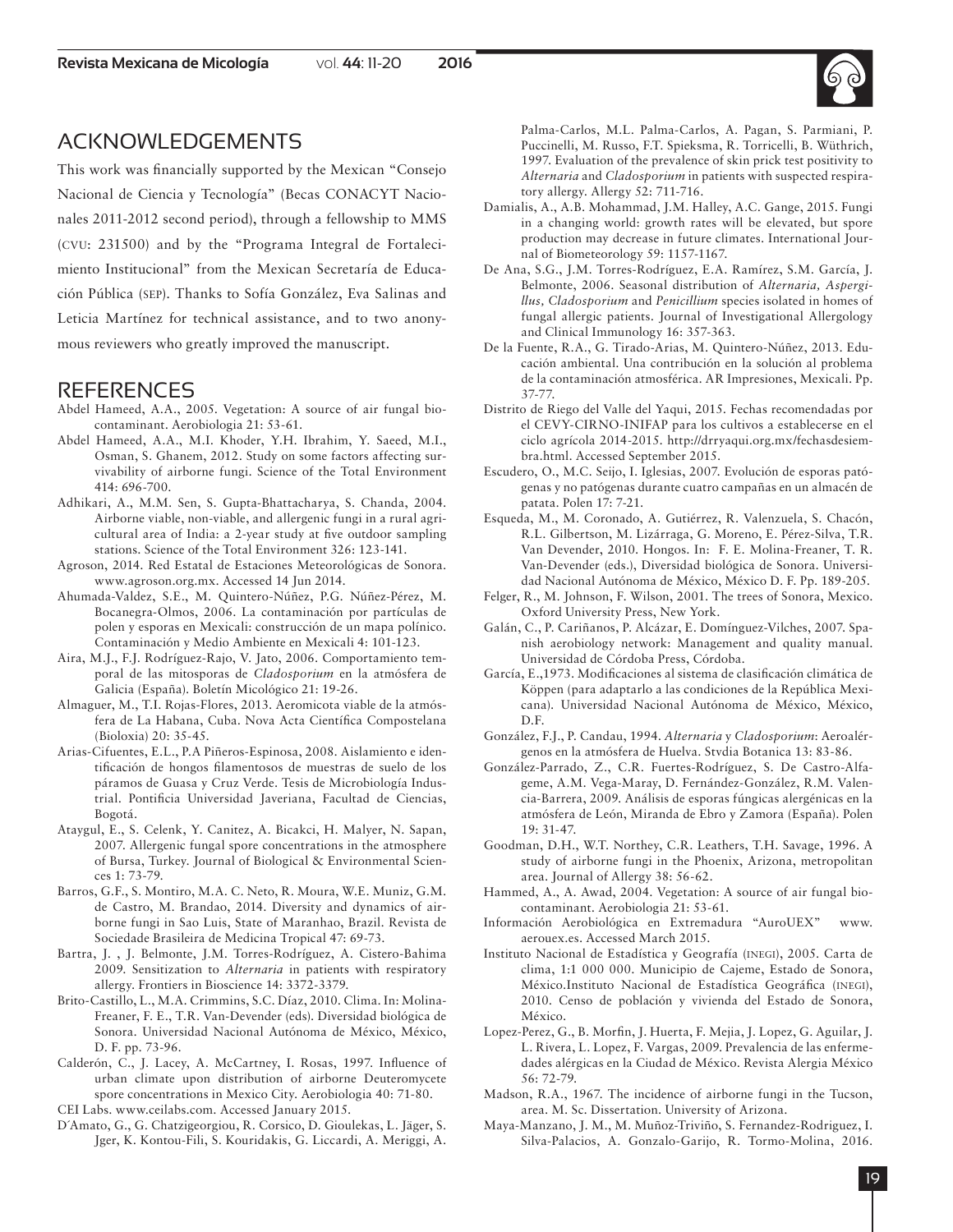## ACKNOWLEDGEMENTS

This work was financially supported by the Mexican "Consejo Nacional de Ciencia y Tecnología" (Becas CONACYT Nacionales 2011-2012 second period), through a fellowship to MMS (CVU: 231500) and by the "Programa Integral de Fortalecimiento Institucional" from the Mexican Secretaría de Educación Pública (SEP). Thanks to Sofía González, Eva Salinas and Leticia Martínez for technical assistance, and to two anonymous reviewers who greatly improved the manuscript.

## REFERENCES

Abdel Hameed, A.A., 2005. Vegetation: A source of air fungal bio-contaminant. Aerobiologia 21: 53-61.

Abdel Hameed, A.A., M.I. Khoder, Y.H. Ibrahim, Y. Saeed, M.I., Osman, S. Ghanem, 2012. Study on some factors affecting survivability of airborne fungi. Science of the Total Environment 414: 696-700.

Adhikari, A., M.M. Sen, S. Gupta-Bhattacharya, S. Chanda, 2004. Airborne viable, non-viable, and allergenic fungi in a rural agricultural area of India: a 2-year study at five outdoor sampling stations. Science of the Total Environment 326: 123-141.

Agroson, 2014. Red Estatal de Estaciones Meteorológicas de Sonora. www.agroson.org.mx. Accessed 14 Jun 2014.

Ahumada-Valdez, S.E., M. Quintero-Núñez, P.G. Núñez-Pérez, M. Bocanegra-Olmos, 2006. La contaminación por partículas de polen y esporas en Mexicali: construcción de un mapa polínico. Contaminación y Medio Ambiente en Mexicali 4: 101-123.

Aira, M.J., F.J. Rodríguez-Rajo, V. Jato, 2006. Comportamiento temporal de las mitosporas de *Cladosporium* en la atmósfera de Galicia (España). Boletín Micológico 21: 19-26.

Almaguer, M., T.I. Rojas-Flores, 2013. Aeromicota viable de la atmósfera de La Habana, Cuba. Nova Acta Científica Compostelana (Bioloxia) 20: 35-45.

Arias-Cifuentes, E.L., P.A Piñeros-Espinosa, 2008. Aislamiento e identificación de hongos filamentosos de muestras de suelo de los páramos de Guasa y Cruz Verde. Tesis de Microbiología Industrial. Pontificia Universidad Javeriana, Facultad de Ciencias, Bogotá.

Ataygul, E., S. Celenk, Y. Canitez, A. Bicakci, H. Malyer, N. Sapan, 2007. Allergenic fungal spore concentrations in the atmosphere of Bursa, Turkey. Journal of Biological & Environmental Sciences 1: 73-79.

Barros, G.F., S. Montiro, M.A. C. Neto, R. Moura, W.E. Muniz, G.M. de Castro, M. Brandao, 2014. Diversity and dynamics of airborne fungi in Sao Luis, State of Maranhao, Brazil. Revista de Sociedade Brasileira de Medicina Tropical 47: 69-73.

Bartra, J. , J. Belmonte, J.M. Torres-Rodríguez, A. Cistero-Bahima 2009. Sensitization to *Alternaria* in patients with respiratory allergy. Frontiers in Bioscience 14: 3372-3379.

Brito-Castillo, L., M.A. Crimmins, S.C. Díaz, 2010. Clima. In: Molina-Freaner, F. E., T.R. Van-Devender (eds). Diversidad biológica de Sonora. Universidad Nacional Autónoma de México, México, D. F. pp. 73-96.

Calderón, C., J. Lacey, A. McCartney, I. Rosas, 1997. Influence of urban climate upon distribution of airborne Deuteromycete spore concentrations in Mexico City. Aerobiologia 40: 71-80.

CEI Labs. www.ceilabs.com. Accessed January 2015.

D´Amato, G., G. Chatzigeorgiou, R. Corsico, D. Gioulekas, L. Jäger, S. Jger, K. Kontou-Fili, S. Kouridakis, G. Liccardi, A. Meriggi, A. Palma-Carlos, M.L. Palma-Carlos, A. Pagan, S. Parmiani, P. Puccinelli, M. Russo, F.T. Spieksma, R. Torricelli, B. Wüthrich, 1997. Evaluation of the prevalence of skin prick test positivity to *Alternaria* and *Cladosporium* in patients with suspected respiratory allergy. Allergy 52: 711-716.

Damialis, A., A.B. Mohammad, J.M. Halley, A.C. Gange, 2015. Fungi in a changing world: growth rates will be elevated, but spore production may decrease in future climates. International Journal of Biometeorology 59: 1157-1167.

De Ana, S.G., J.M. Torres-Rodríguez, E.A. Ramírez, S.M. García, J. Belmonte, 2006. Seasonal distribution of *Alternaria, Aspergillus, Cladosporium* and *Penicillium* species isolated in homes of fungal allergic patients. Journal of Investigational Allergology and Clinical Immunology 16: 357-363.

De la Fuente, R.A., G. Tirado-Arias, M. Quintero-Núñez, 2013. Educación ambiental. Una contribución en la solución al problema de la contaminación atmosférica. AR Impresiones, Mexicali. Pp. 37-77.

Distrito de Riego del Valle del Yaqui, 2015. Fechas recomendadas por el CEVY-CIRNO-INIFAP para los cultivos a establecerse en el ciclo agrícola 2014-2015. http://drryaqui.org.mx/fechasdesiembra.html. Accessed September 2015.

Escudero, O., M.C. Seijo, I. Iglesias, 2007. Evolución de esporas patógenas y no patógenas durante cuatro campañas en un almacén de patata. Polen 17: 7-21.

Esqueda, M., M. Coronado, A. Gutiérrez, R. Valenzuela, S. Chacón, R.L. Gilbertson, M. Lizárraga, G. Moreno, E. Pérez-Silva, T.R. Van Devender, 2010. Hongos. In: F. E. Molina-Freaner, T. R. Van-Devender (eds.), Diversidad biológica de Sonora. Universidad Nacional Autónoma de México, México D. F. Pp. 189-205.

Felger, R., M. Johnson, F. Wilson, 2001. The trees of Sonora, Mexico. Oxford University Press, New York.

Galán, C., P. Cariñanos, P. Alcázar, E. Domínguez-Vilches, 2007. Spanish aerobiology network: Management and quality manual. Universidad de Córdoba Press, Córdoba.

García, E.,1973. Modificaciones al sistema de clasificación climática de Köppen (para adaptarlo a las condiciones de la República Mexicana). Universidad Nacional Autónoma de México, México, D.F.

González, F.J., P. Candau, 1994. *Alternaria* y *Cladosporium*: Aeroalérgenos en la atmósfera de Huelva. Stvdia Botanica 13: 83-86.

González-Parrado, Z., C.R. Fuertes-Rodríguez, S. De Castro-Alfageme, A.M. Vega-Maray, D. Fernández-González, R.M. Valencia-Barrera, 2009. Análisis de esporas fúngicas alergénicas en la atmósfera de León, Miranda de Ebro y Zamora (España). Polen 19: 31-47.

Goodman, D.H., W.T. Northey, C.R. Leathers, T.H. Savage, 1996. A study of airborne fungi in the Phoenix, Arizona, metropolitan area. Journal of Allergy 38: 56-62.

Hammed, A., A. Awad, 2004. Vegetation: A source of air fungal biocontaminant. Aerobiologia 21: 53-61.

Información Aerobiológica en Extremadura "AuroUEX" www.aerouex.es. Accessed March 2015.

Instituto Nacional de Estadística y Geografía (INEGI), 2005. Carta de clima, 1:1 000 000. Municipio de Cajeme, Estado de Sonora, México.Instituto Nacional de Estadística Geográfica (INEGI), 2010. Censo de población y vivienda del Estado de Sonora, México.

Lopez-Perez, G., B. Morfin, J. Huerta, F. Mejia, J. Lopez, G. Aguilar, J. L. Rivera, L. Lopez, F. Vargas, 2009. Prevalencia de las enfermedades alérgicas en la Ciudad de México. Revista Alergia México 56: 72-79.

Madson, R.A., 1967. The incidence of airborne fungi in the Tucson, area. M. Sc. Dissertation. University of Arizona.

Maya-Manzano, J. M., M. Muñoz-Triviño, S. Fernandez-Rodriguez, I. Silva-Palacios, A. Gonzalo-Garijo, R. Tormo-Molina, 2016.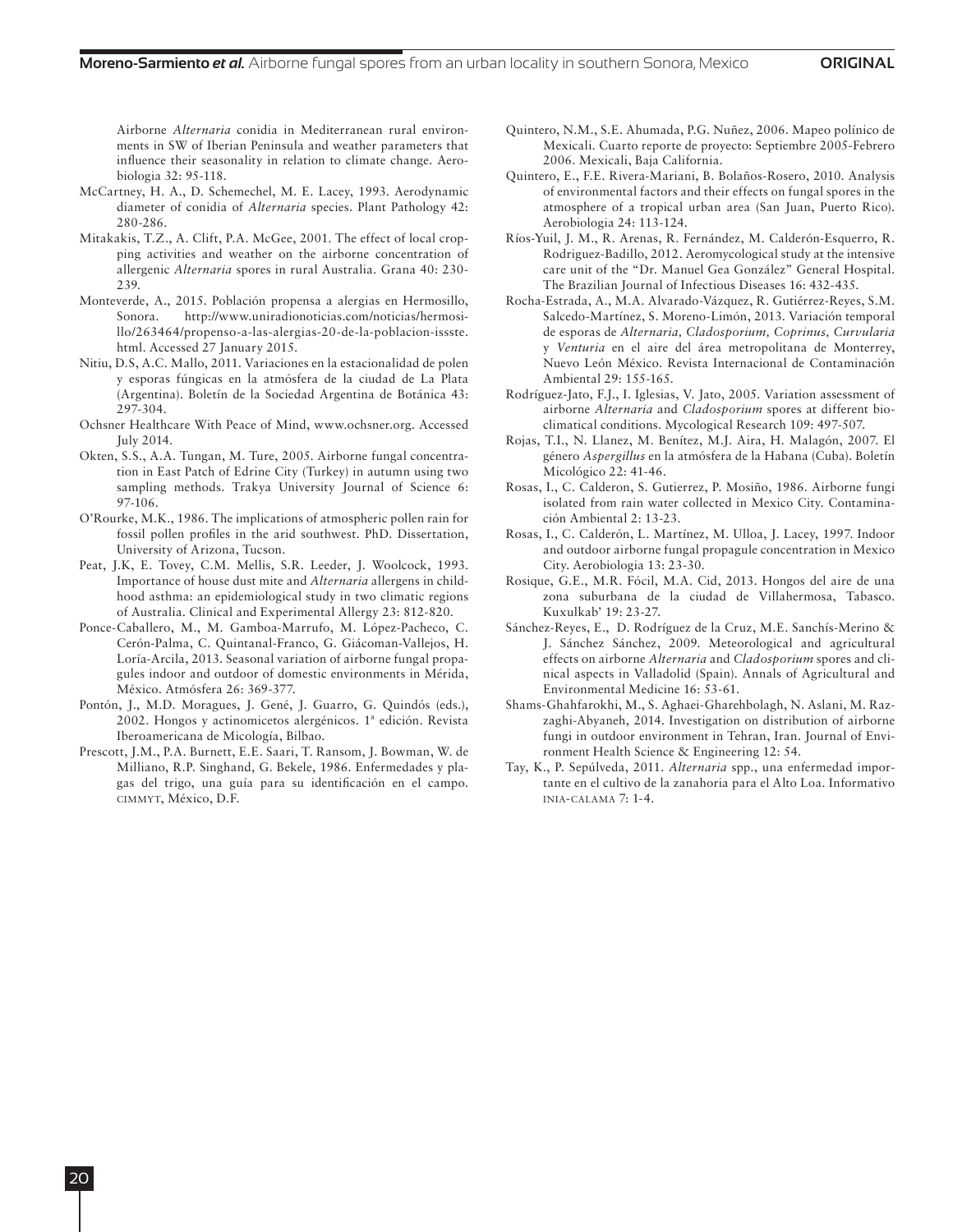Airborne *Alternaria* conidia in Mediterranean rural environments in SW of Iberian Peninsula and weather parameters that influence their seasonality in relation to climate change. Aerobiologia 32: 95-118.

McCartney, H. A., D. Schemechel, M. E. Lacey, 1993. Aerodynamic diameter of conidia of *Alternaria* species. Plant Pathology 42: 280-286.

Mitakakis, T.Z., A. Clift, P.A. McGee, 2001. The effect of local cropping activities and weather on the airborne concentration of allergenic *Alternaria* spores in rural Australia. Grana 40: 230-239.

Monteverde, A., 2015. Población propensa a alergias en Hermosillo, Sonora. http://www.uniradionoticias.com/noticias/hermosillo/263464/propenso-a-las-alergias-20-de-la-poblacion-issste.html. Accessed 27 January 2015.

Nitiu, D.S, A.C. Mallo, 2011. Variaciones en la estacionalidad de polen y esporas fúngicas en la atmósfera de la ciudad de La Plata (Argentina). Boletín de la Sociedad Argentina de Botánica 43: 297-304.

Ochsner Healthcare With Peace of Mind, www.ochsner.org. Accessed July 2014.

Okten, S.S., A.A. Tungan, M. Ture, 2005. Airborne fungal concentration in East Patch of Edrine City (Turkey) in autumn using two sampling methods. Trakya University Journal of Science 6: 97-106.

O'Rourke, M.K., 1986. The implications of atmospheric pollen rain for fossil pollen profiles in the arid southwest. PhD. Dissertation, University of Arizona, Tucson.

Peat, J.K, E. Tovey, C.M. Mellis, S.R. Leeder, J. Woolcock, 1993. Importance of house dust mite and *Alternaria* allergens in childhood asthma: an epidemiological study in two climatic regions of Australia. Clinical and Experimental Allergy 23: 812-820.

Ponce-Caballero, M., M. Gamboa-Marrufo, M. López-Pacheco, C. Cerón-Palma, C. Quintanal-Franco, G. Giácoman-Vallejos, H. Loría-Arcila, 2013. Seasonal variation of airborne fungal propagules indoor and outdoor of domestic environments in Mérida, México. Atmósfera 26: 369-377.

Pontón, J., M.D. Moragues, J. Gené, J. Guarro, G. Quindós (eds.), 2002. Hongos y actinomicetos alergénicos. 1ª edición. Revista Iberoamericana de Micología, Bilbao.

Prescott, J.M., P.A. Burnett, E.E. Saari, T. Ransom, J. Bowman, W. de Milliano, R.P. Singhand, G. Bekele, 1986. Enfermedades y plagas del trigo, una guía para su identificación en el campo. CIMMYT, México, D.F.

Quintero, N.M., S.E. Ahumada, P.G. Nuñez, 2006. Mapeo polínico de Mexicali. Cuarto reporte de proyecto: Septiembre 2005-Febrero 2006. Mexicali, Baja California.

Quintero, E., F.E. Rivera-Mariani, B. Bolaños-Rosero, 2010. Analysis of environmental factors and their effects on fungal spores in the atmosphere of a tropical urban area (San Juan, Puerto Rico). Aerobiologia 24: 113-124.

Ríos-Yuil, J. M., R. Arenas, R. Fernández, M. Calderón-Esquerro, R. Rodriguez-Badillo, 2012. Aeromycological study at the intensive care unit of the "Dr. Manuel Gea González" General Hospital. The Brazilian Journal of Infectious Diseases 16: 432-435.

Rocha-Estrada, A., M.A. Alvarado-Vázquez, R. Gutiérrez-Reyes, S.M. Salcedo-Martínez, S. Moreno-Limón, 2013. Variación temporal de esporas de *Alternaria, Cladosporium, Coprinus, Curvularia* y *Venturia* en el aire del área metropolitana de Monterrey, Nuevo León México. Revista Internacional de Contaminación Ambiental 29: 155-165.

Rodríguez-Jato, F.J., I. Iglesias, V. Jato, 2005. Variation assessment of airborne *Alternaria* and *Cladosporium* spores at different bioclimatical conditions. Mycological Research 109: 497-507.

Rojas, T.I., N. Llanez, M. Benítez, M.J. Aira, H. Malagón, 2007. El género *Aspergillus* en la atmósfera de la Habana (Cuba). Boletín Micológico 22: 41-46.

Rosas, I., C. Calderon, S. Gutierrez, P. Mosiño, 1986. Airborne fungi isolated from rain water collected in Mexico City. Contaminación Ambiental 2: 13-23.

Rosas, I., C. Calderón, L. Martínez, M. Ulloa, J. Lacey, 1997. Indoor and outdoor airborne fungal propagule concentration in Mexico City. Aerobiologia 13: 23-30.

Rosique, G.E., M.R. Fócil, M.A. Cid, 2013. Hongos del aire de una zona suburbana de la ciudad de Villahermosa, Tabasco. Kuxulkab' 19: 23-27.

Sánchez-Reyes, E., D. Rodríguez de la Cruz, M.E. Sanchís-Merino & J. Sánchez Sánchez, 2009. Meteorological and agricultural effects on airborne *Alternaria* and *Cladosporium* spores and clinical aspects in Valladolid (Spain). Annals of Agricultural and Environmental Medicine 16: 53-61.

Shams-Ghahfarokhi, M., S. Aghaei-Gharehbolagh, N. Aslani, M. Razzaghi-Abyaneh, 2014. Investigation on distribution of airborne fungi in outdoor environment in Tehran, Iran. Journal of Environment Health Science & Engineering 12: 54.

Tay, K., P. Sepúlveda, 2011. *Alternaria* spp., una enfermedad importante en el cultivo de la zanahoria para el Alto Loa. Informativo INIA-CALAMA 7: 1-4.